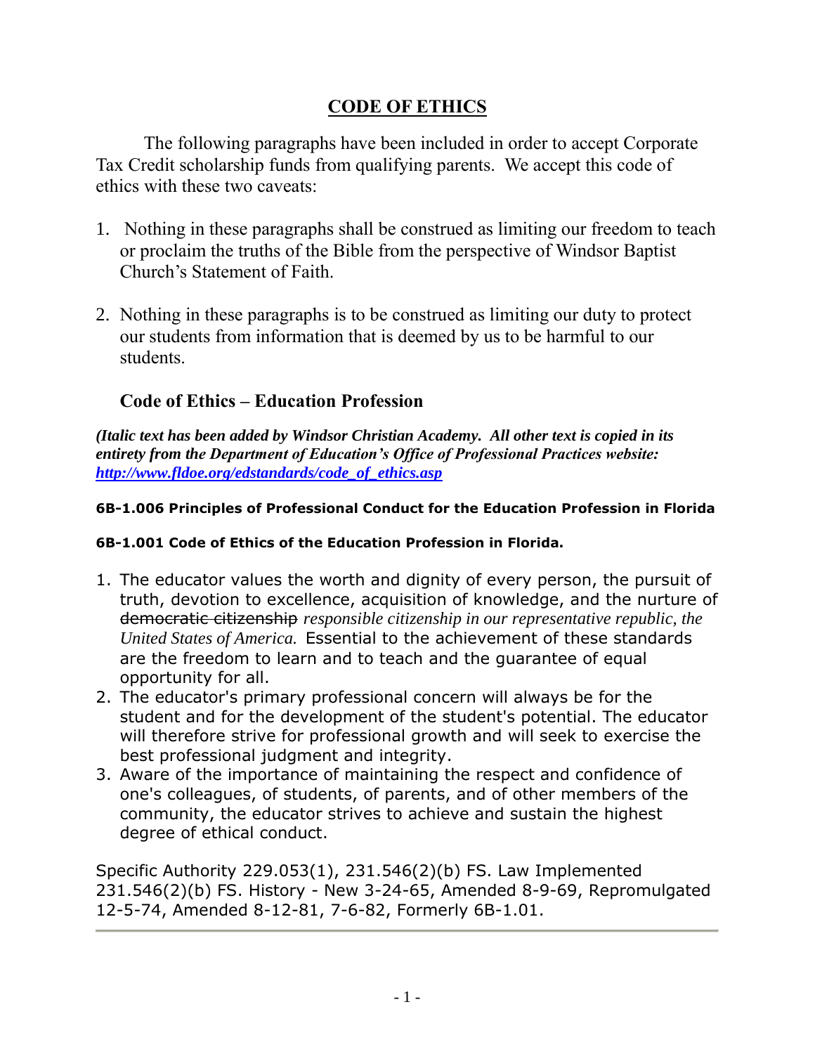# CODE OF ETHICS

The following paragraphs have been included in order to accept Corporate Tax Credit scholarship funds from qualifying parents. We accept this code of ethics with these two caveats:

1. Nothing in these paragraphs shall be construed as limiting our freedom to teach or proclaim the truths of the Bible from the perspective of Windsor Baptist Church's Statement of Faith.

2. Nothing in these paragraphs is to be construed as limiting our duty to protect our students from information that is deemed by us to be harmful to our students.

## Code of Ethics – Education Profession

***(Italic text has been added by Windsor Christian Academy. All other text is copied in its entirety from the Department of Education's Office of Professional Practices website: [http://www.fldoe.org/edstandards/code_of_ethics.asp](http://www.fldoe.org/edstandards/code_of_ethics.asp))***

**6B-1.006 Principles of Professional Conduct for the Education Profession in Florida**

**6B-1.001 Code of Ethics of the Education Profession in Florida.**

1. The educator values the worth and dignity of every person, the pursuit of truth, devotion to excellence, acquisition of knowledge, and the nurture of ~~democratic citizenship~~ *responsible citizenship in our representative republic, the United States of America.* Essential to the achievement of these standards are the freedom to learn and to teach and the guarantee of equal opportunity for all.
2. The educator's primary professional concern will always be for the student and for the development of the student's potential. The educator will therefore strive for professional growth and will seek to exercise the best professional judgment and integrity.
3. Aware of the importance of maintaining the respect and confidence of one's colleagues, of students, of parents, and of other members of the community, the educator strives to achieve and sustain the highest degree of ethical conduct.

Specific Authority 229.053(1), 231.546(2)(b) FS. Law Implemented 231.546(2)(b) FS. History - New 3-24-65, Amended 8-9-69, Repromulgated 12-5-74, Amended 8-12-81, 7-6-82, Formerly 6B-1.01.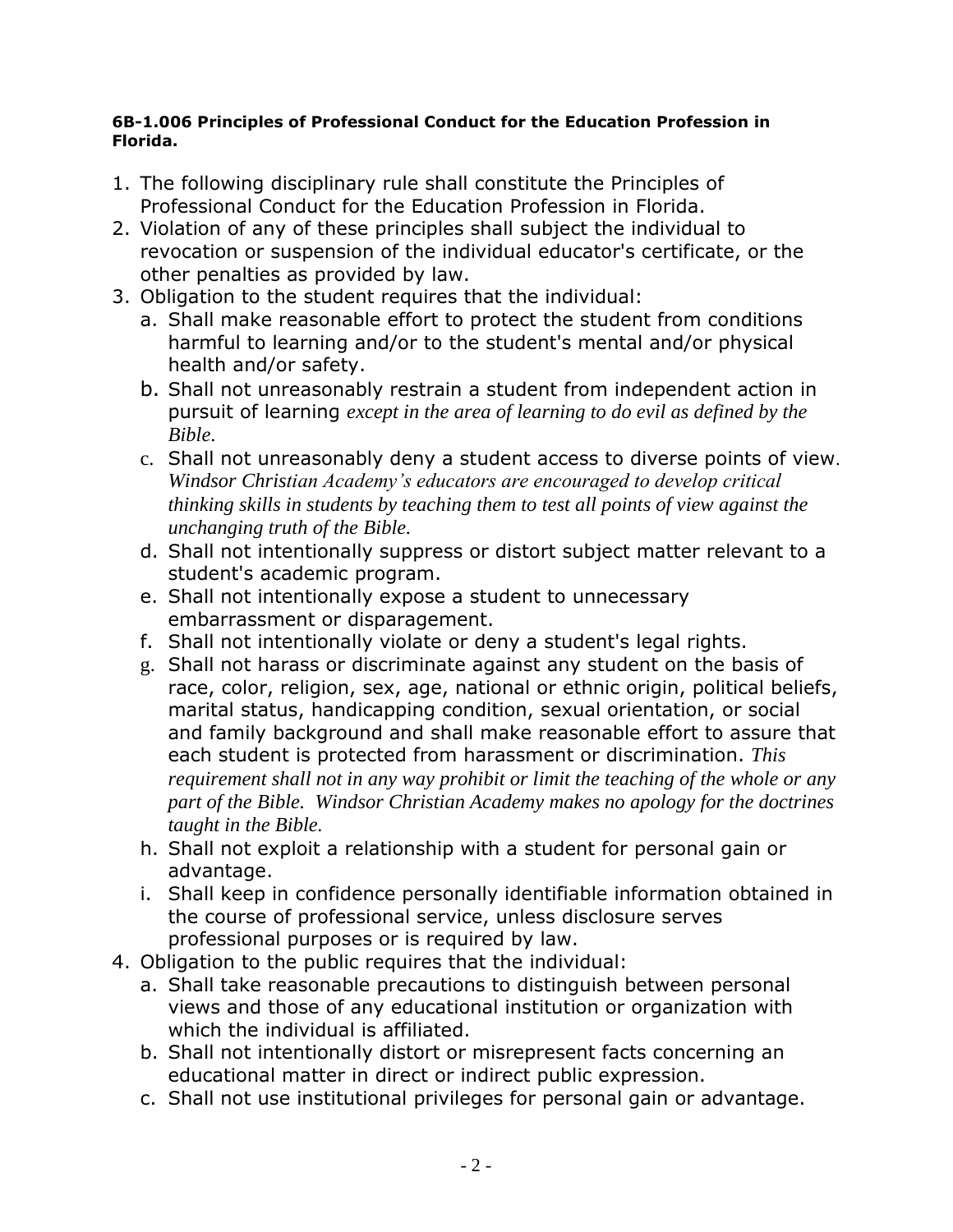**6B-1.006 Principles of Professional Conduct for the Education Profession in Florida.**

1. The following disciplinary rule shall constitute the Principles of Professional Conduct for the Education Profession in Florida.
2. Violation of any of these principles shall subject the individual to revocation or suspension of the individual educator's certificate, or the other penalties as provided by law.
3. Obligation to the student requires that the individual:
   a. Shall make reasonable effort to protect the student from conditions harmful to learning and/or to the student's mental and/or physical health and/or safety.
   b. Shall not unreasonably restrain a student from independent action in pursuit of learning *except in the area of learning to do evil as defined by the Bible.*
   c. Shall not unreasonably deny a student access to diverse points of view. *Windsor Christian Academy's educators are encouraged to develop critical thinking skills in students by teaching them to test all points of view against the unchanging truth of the Bible.*
   d. Shall not intentionally suppress or distort subject matter relevant to a student's academic program.
   e. Shall not intentionally expose a student to unnecessary embarrassment or disparagement.
   f. Shall not intentionally violate or deny a student's legal rights.
   g. Shall not harass or discriminate against any student on the basis of race, color, religion, sex, age, national or ethnic origin, political beliefs, marital status, handicapping condition, sexual orientation, or social and family background and shall make reasonable effort to assure that each student is protected from harassment or discrimination. *This requirement shall not in any way prohibit or limit the teaching of the whole or any part of the Bible. Windsor Christian Academy makes no apology for the doctrines taught in the Bible.*
   h. Shall not exploit a relationship with a student for personal gain or advantage.
   i. Shall keep in confidence personally identifiable information obtained in the course of professional service, unless disclosure serves professional purposes or is required by law.
4. Obligation to the public requires that the individual:
   a. Shall take reasonable precautions to distinguish between personal views and those of any educational institution or organization with which the individual is affiliated.
   b. Shall not intentionally distort or misrepresent facts concerning an educational matter in direct or indirect public expression.
   c. Shall not use institutional privileges for personal gain or advantage.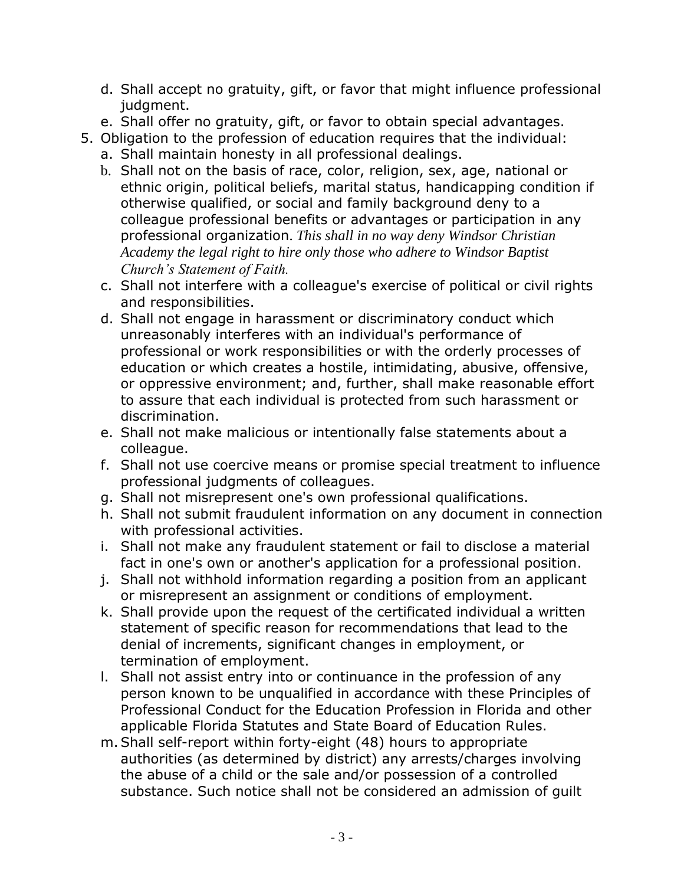d. Shall accept no gratuity, gift, or favor that might influence professional judgment.
   e. Shall offer no gratuity, gift, or favor to obtain special advantages.
5. Obligation to the profession of education requires that the individual:
   a. Shall maintain honesty in all professional dealings.
   b. Shall not on the basis of race, color, religion, sex, age, national or ethnic origin, political beliefs, marital status, handicapping condition if otherwise qualified, or social and family background deny to a colleague professional benefits or advantages or participation in any professional organization. *This shall in no way deny Windsor Christian Academy the legal right to hire only those who adhere to Windsor Baptist Church's Statement of Faith.*
   c. Shall not interfere with a colleague's exercise of political or civil rights and responsibilities.
   d. Shall not engage in harassment or discriminatory conduct which unreasonably interferes with an individual's performance of professional or work responsibilities or with the orderly processes of education or which creates a hostile, intimidating, abusive, offensive, or oppressive environment; and, further, shall make reasonable effort to assure that each individual is protected from such harassment or discrimination.
   e. Shall not make malicious or intentionally false statements about a colleague.
   f. Shall not use coercive means or promise special treatment to influence professional judgments of colleagues.
   g. Shall not misrepresent one's own professional qualifications.
   h. Shall not submit fraudulent information on any document in connection with professional activities.
   i. Shall not make any fraudulent statement or fail to disclose a material fact in one's own or another's application for a professional position.
   j. Shall not withhold information regarding a position from an applicant or misrepresent an assignment or conditions of employment.
   k. Shall provide upon the request of the certificated individual a written statement of specific reason for recommendations that lead to the denial of increments, significant changes in employment, or termination of employment.
   l. Shall not assist entry into or continuance in the profession of any person known to be unqualified in accordance with these Principles of Professional Conduct for the Education Profession in Florida and other applicable Florida Statutes and State Board of Education Rules.
   m. Shall self-report within forty-eight (48) hours to appropriate authorities (as determined by district) any arrests/charges involving the abuse of a child or the sale and/or possession of a controlled substance. Such notice shall not be considered an admission of guilt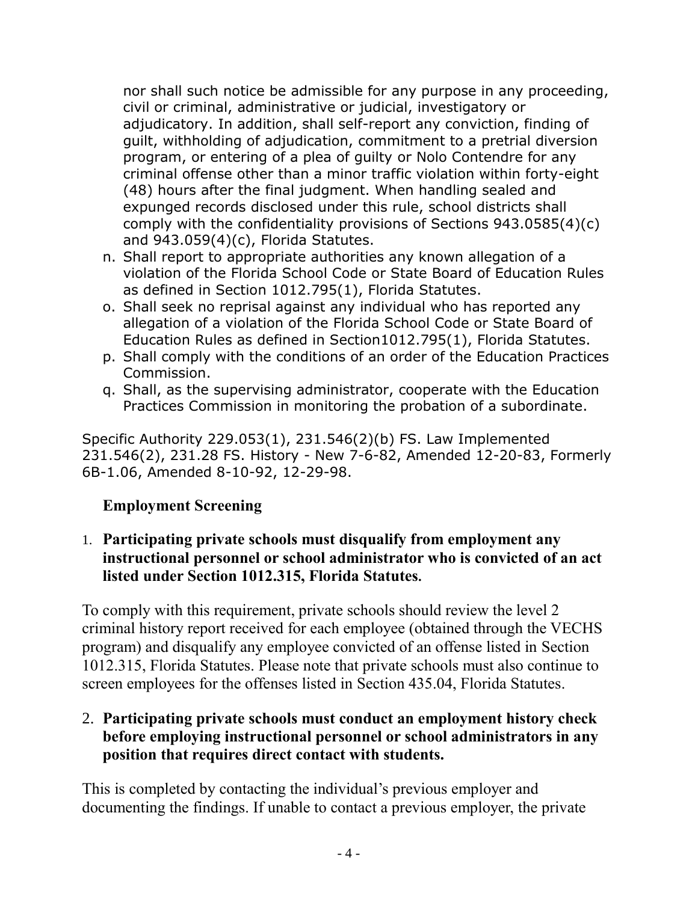nor shall such notice be admissible for any purpose in any proceeding, civil or criminal, administrative or judicial, investigatory or adjudicatory. In addition, shall self-report any conviction, finding of guilt, withholding of adjudication, commitment to a pretrial diversion program, or entering of a plea of guilty or Nolo Contendre for any criminal offense other than a minor traffic violation within forty-eight (48) hours after the final judgment. When handling sealed and expunged records disclosed under this rule, school districts shall comply with the confidentiality provisions of Sections 943.0585(4)(c) and 943.059(4)(c), Florida Statutes.

n. Shall report to appropriate authorities any known allegation of a violation of the Florida School Code or State Board of Education Rules as defined in Section 1012.795(1), Florida Statutes.
o. Shall seek no reprisal against any individual who has reported any allegation of a violation of the Florida School Code or State Board of Education Rules as defined in Section1012.795(1), Florida Statutes.
p. Shall comply with the conditions of an order of the Education Practices Commission.
q. Shall, as the supervising administrator, cooperate with the Education Practices Commission in monitoring the probation of a subordinate.

Specific Authority 229.053(1), 231.546(2)(b) FS. Law Implemented 231.546(2), 231.28 FS. History - New 7-6-82, Amended 12-20-83, Formerly 6B-1.06, Amended 8-10-92, 12-29-98.

## Employment Screening

1. **Participating private schools must disqualify from employment any instructional personnel or school administrator who is convicted of an act listed under Section 1012.315, Florida Statutes.**

To comply with this requirement, private schools should review the level 2 criminal history report received for each employee (obtained through the VECHS program) and disqualify any employee convicted of an offense listed in Section 1012.315, Florida Statutes. Please note that private schools must also continue to screen employees for the offenses listed in Section 435.04, Florida Statutes.

2. **Participating private schools must conduct an employment history check before employing instructional personnel or school administrators in any position that requires direct contact with students.**

This is completed by contacting the individual's previous employer and documenting the findings. If unable to contact a previous employer, the private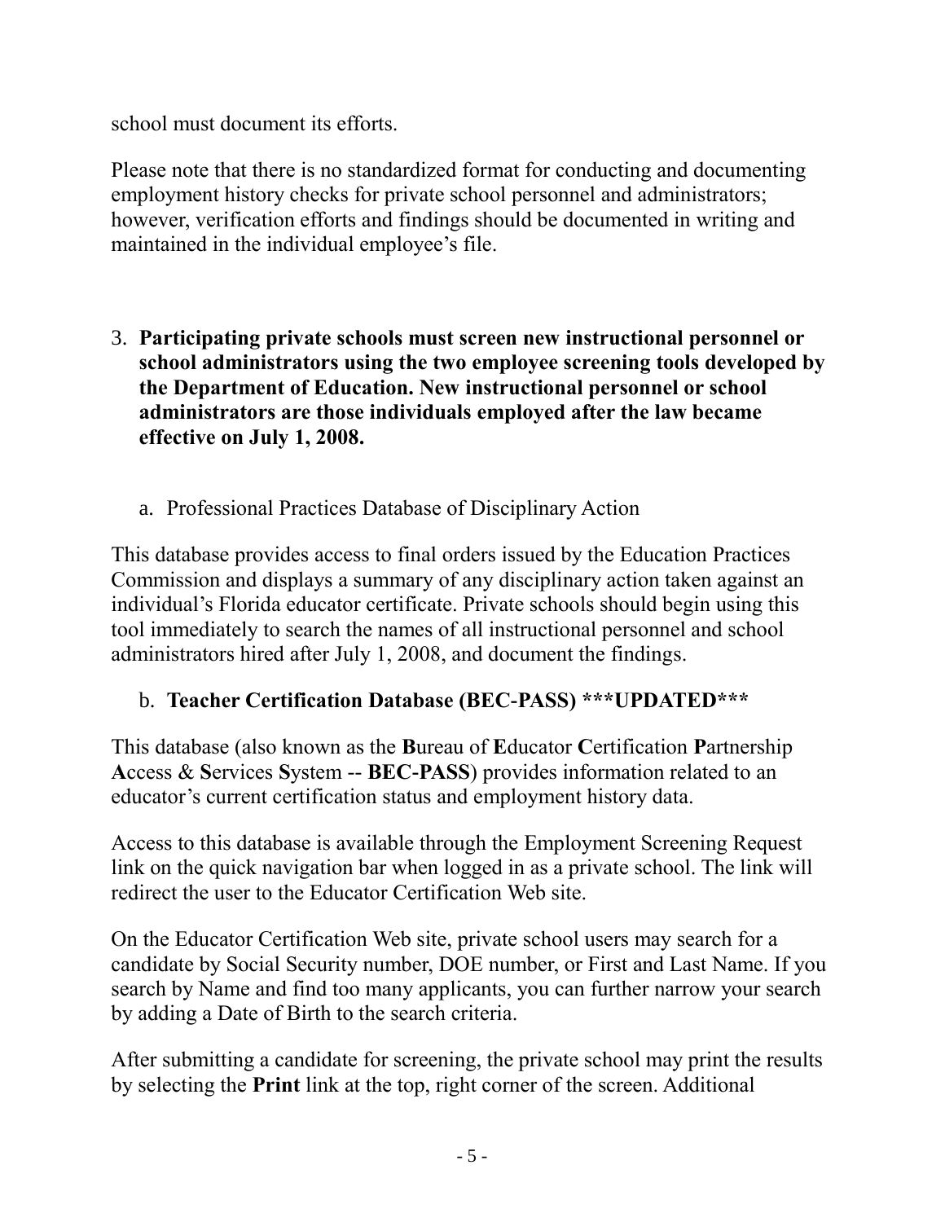school must document its efforts.

Please note that there is no standardized format for conducting and documenting employment history checks for private school personnel and administrators; however, verification efforts and findings should be documented in writing and maintained in the individual employee's file.

3. **Participating private schools must screen new instructional personnel or school administrators using the two employee screening tools developed by the Department of Education. New instructional personnel or school administrators are those individuals employed after the law became effective on July 1, 2008.**

   a. Professional Practices Database of Disciplinary Action

This database provides access to final orders issued by the Education Practices Commission and displays a summary of any disciplinary action taken against an individual's Florida educator certificate. Private schools should begin using this tool immediately to search the names of all instructional personnel and school administrators hired after July 1, 2008, and document the findings.

   b. **Teacher Certification Database (BEC-PASS) ***UPDATED*****

This database (also known as the **B**ureau of **E**ducator **C**ertification **P**artnership **A**ccess & **S**ervices **S**ystem -- **BEC-PASS**) provides information related to an educator's current certification status and employment history data.

Access to this database is available through the Employment Screening Request link on the quick navigation bar when logged in as a private school. The link will redirect the user to the Educator Certification Web site.

On the Educator Certification Web site, private school users may search for a candidate by Social Security number, DOE number, or First and Last Name. If you search by Name and find too many applicants, you can further narrow your search by adding a Date of Birth to the search criteria.

After submitting a candidate for screening, the private school may print the results by selecting the **Print** link at the top, right corner of the screen. Additional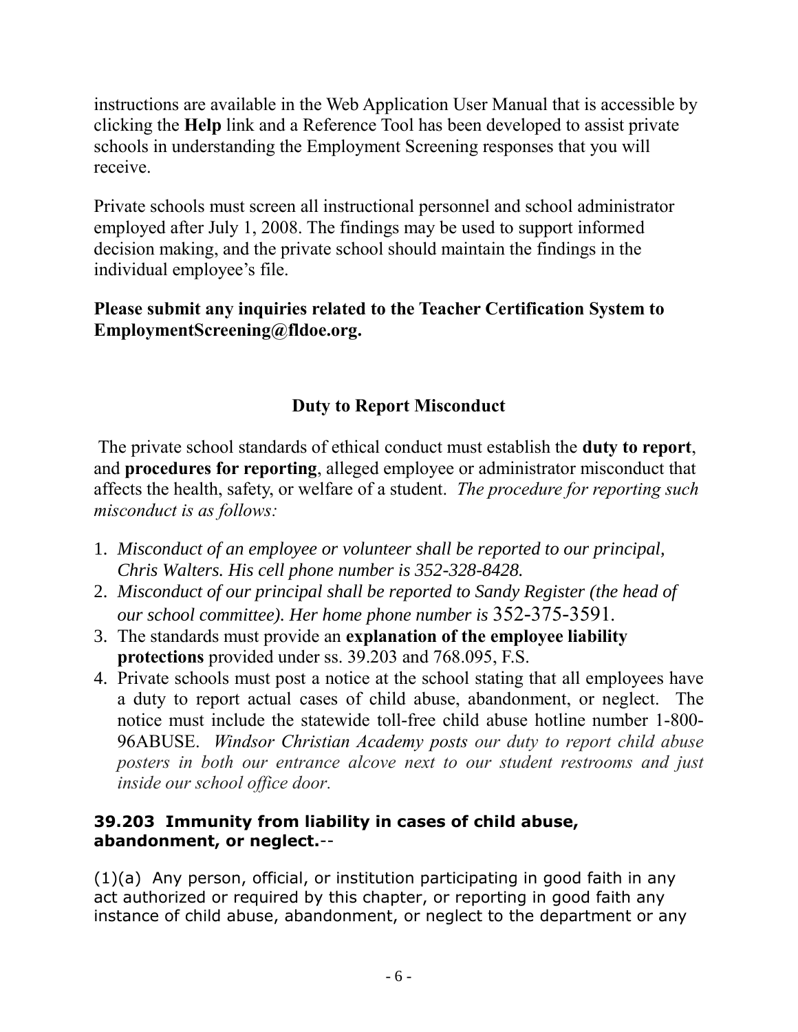instructions are available in the Web Application User Manual that is accessible by clicking the **Help** link and a Reference Tool has been developed to assist private schools in understanding the Employment Screening responses that you will receive.

Private schools must screen all instructional personnel and school administrator employed after July 1, 2008. The findings may be used to support informed decision making, and the private school should maintain the findings in the individual employee's file.

**Please submit any inquiries related to the Teacher Certification System to EmploymentScreening@fldoe.org.**

## Duty to Report Misconduct

The private school standards of ethical conduct must establish the **duty to report**, and **procedures for reporting**, alleged employee or administrator misconduct that affects the health, safety, or welfare of a student. *The procedure for reporting such misconduct is as follows:*

1. *Misconduct of an employee or volunteer shall be reported to our principal, Chris Walters. His cell phone number is 352-328-8428.*
2. *Misconduct of our principal shall be reported to Sandy Register (the head of our school committee). Her home phone number is* 352-375-3591.
3. The standards must provide an **explanation of the employee liability protections** provided under ss. 39.203 and 768.095, F.S.
4. Private schools must post a notice at the school stating that all employees have a duty to report actual cases of child abuse, abandonment, or neglect. The notice must include the statewide toll-free child abuse hotline number 1-800-96ABUSE. *Windsor Christian Academy posts our duty to report child abuse posters in both our entrance alcove next to our student restrooms and just inside our school office door.*

**39.203 Immunity from liability in cases of child abuse, abandonment, or neglect.**--

(1)(a) Any person, official, or institution participating in good faith in any act authorized or required by this chapter, or reporting in good faith any instance of child abuse, abandonment, or neglect to the department or any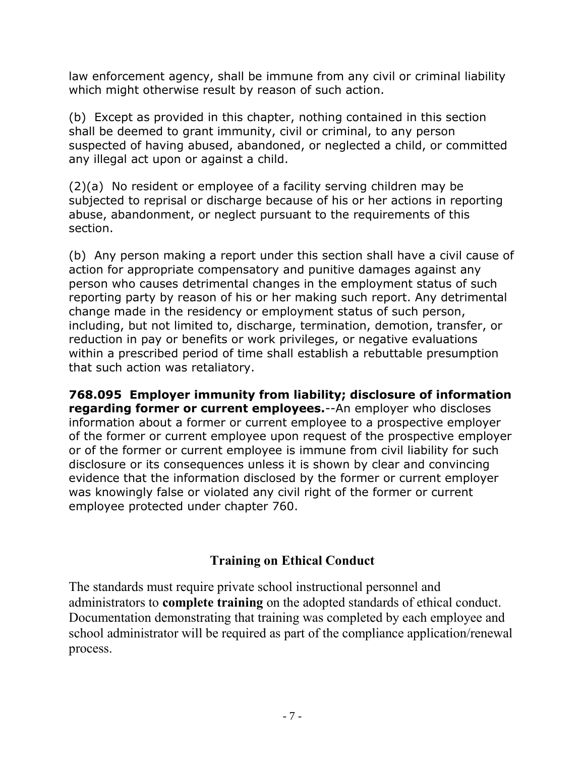law enforcement agency, shall be immune from any civil or criminal liability which might otherwise result by reason of such action.

(b) Except as provided in this chapter, nothing contained in this section shall be deemed to grant immunity, civil or criminal, to any person suspected of having abused, abandoned, or neglected a child, or committed any illegal act upon or against a child.

(2)(a) No resident or employee of a facility serving children may be subjected to reprisal or discharge because of his or her actions in reporting abuse, abandonment, or neglect pursuant to the requirements of this section.

(b) Any person making a report under this section shall have a civil cause of action for appropriate compensatory and punitive damages against any person who causes detrimental changes in the employment status of such reporting party by reason of his or her making such report. Any detrimental change made in the residency or employment status of such person, including, but not limited to, discharge, termination, demotion, transfer, or reduction in pay or benefits or work privileges, or negative evaluations within a prescribed period of time shall establish a rebuttable presumption that such action was retaliatory.

**768.095 Employer immunity from liability; disclosure of information regarding former or current employees.**--An employer who discloses information about a former or current employee to a prospective employer of the former or current employee upon request of the prospective employer or of the former or current employee is immune from civil liability for such disclosure or its consequences unless it is shown by clear and convincing evidence that the information disclosed by the former or current employer was knowingly false or violated any civil right of the former or current employee protected under chapter 760.

## Training on Ethical Conduct

The standards must require private school instructional personnel and administrators to **complete training** on the adopted standards of ethical conduct. Documentation demonstrating that training was completed by each employee and school administrator will be required as part of the compliance application/renewal process.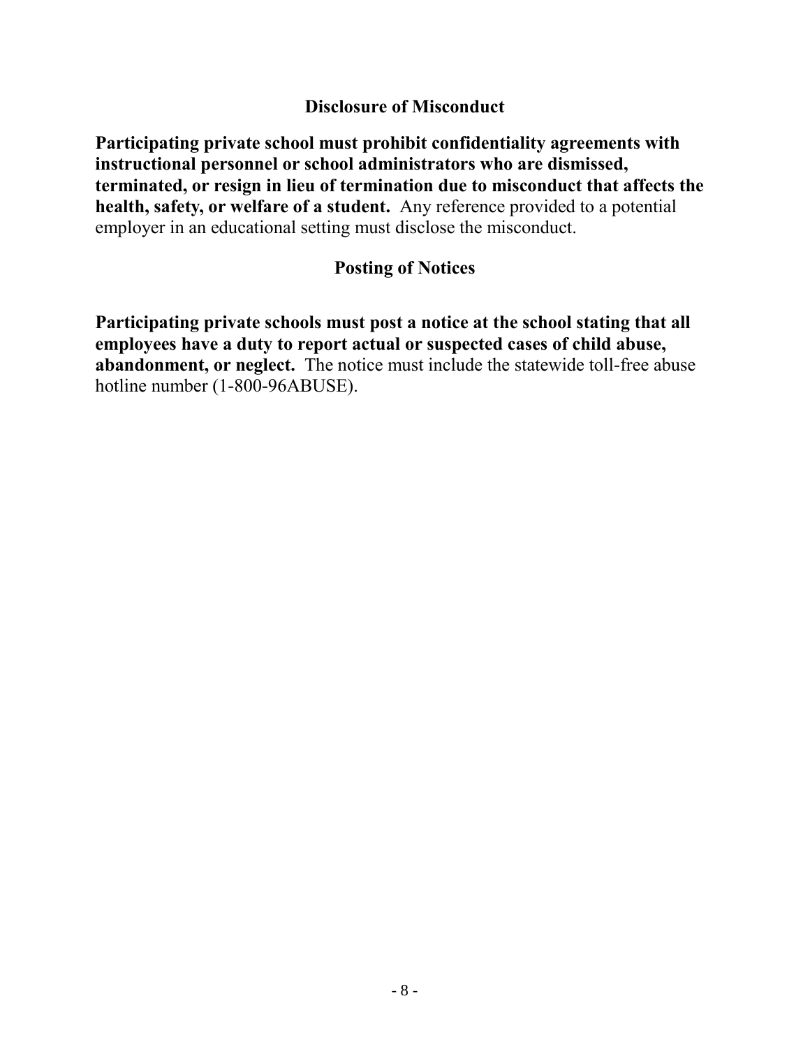## Disclosure of Misconduct

**Participating private school must prohibit confidentiality agreements with instructional personnel or school administrators who are dismissed, terminated, or resign in lieu of termination due to misconduct that affects the health, safety, or welfare of a student.** Any reference provided to a potential employer in an educational setting must disclose the misconduct.

## Posting of Notices

**Participating private schools must post a notice at the school stating that all employees have a duty to report actual or suspected cases of child abuse, abandonment, or neglect.** The notice must include the statewide toll-free abuse hotline number (1-800-96ABUSE).